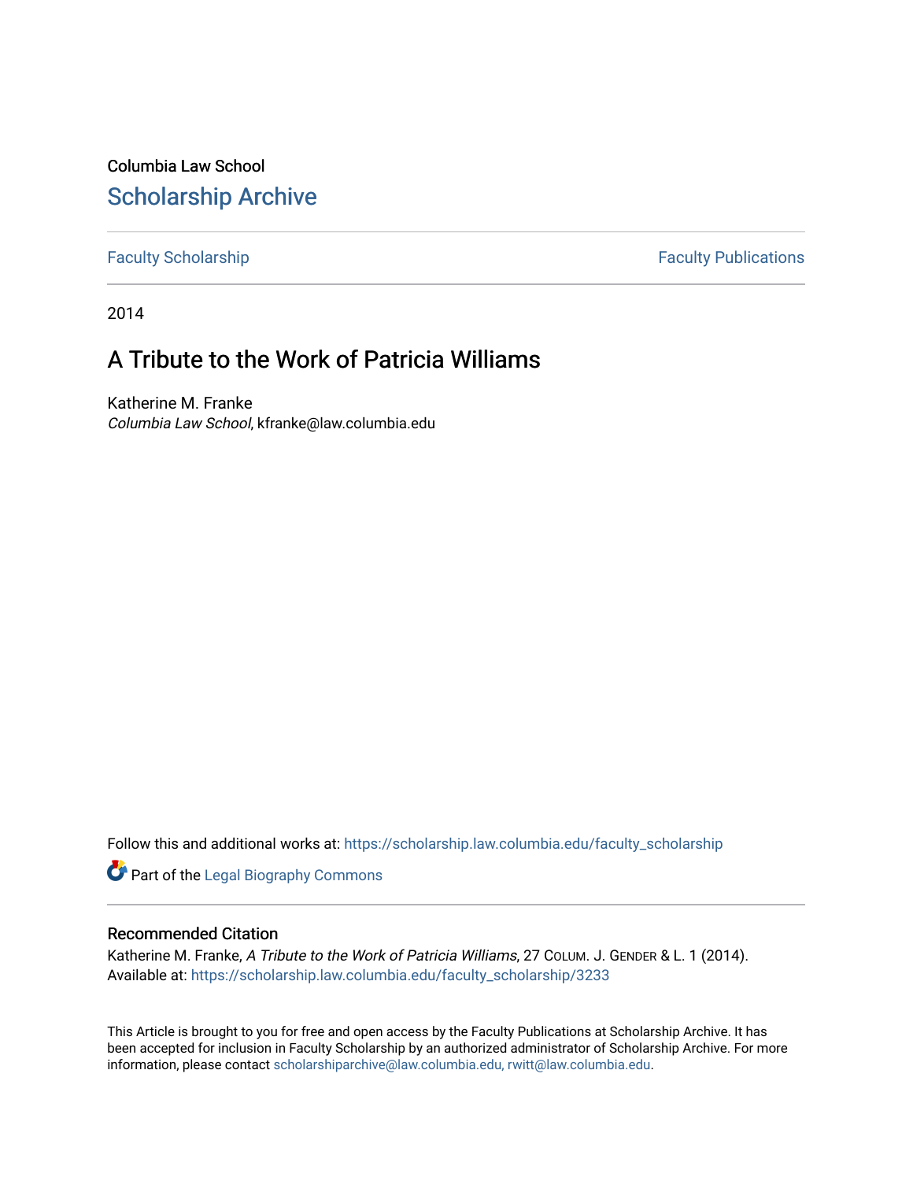Columbia Law School

# Scholarship Archive

Faculty Scholarship Faculty Publications

2014

## A Tribute to the Work of Patricia Williams

Katherine M. Franke
*Columbia Law School*, kfranke@law.columbia.edu

Follow this and additional works at: https://scholarship.law.columbia.edu/faculty_scholarship

Part of the Legal Biography Commons

### Recommended Citation

Katherine M. Franke, *A Tribute to the Work of Patricia Williams*, 27 Colum. J. Gender & L. 1 (2014).
Available at: https://scholarship.law.columbia.edu/faculty_scholarship/3233

This Article is brought to you for free and open access by the Faculty Publications at Scholarship Archive. It has been accepted for inclusion in Faculty Scholarship by an authorized administrator of Scholarship Archive. For more information, please contact scholarshiparchive@law.columbia.edu, rwitt@law.columbia.edu.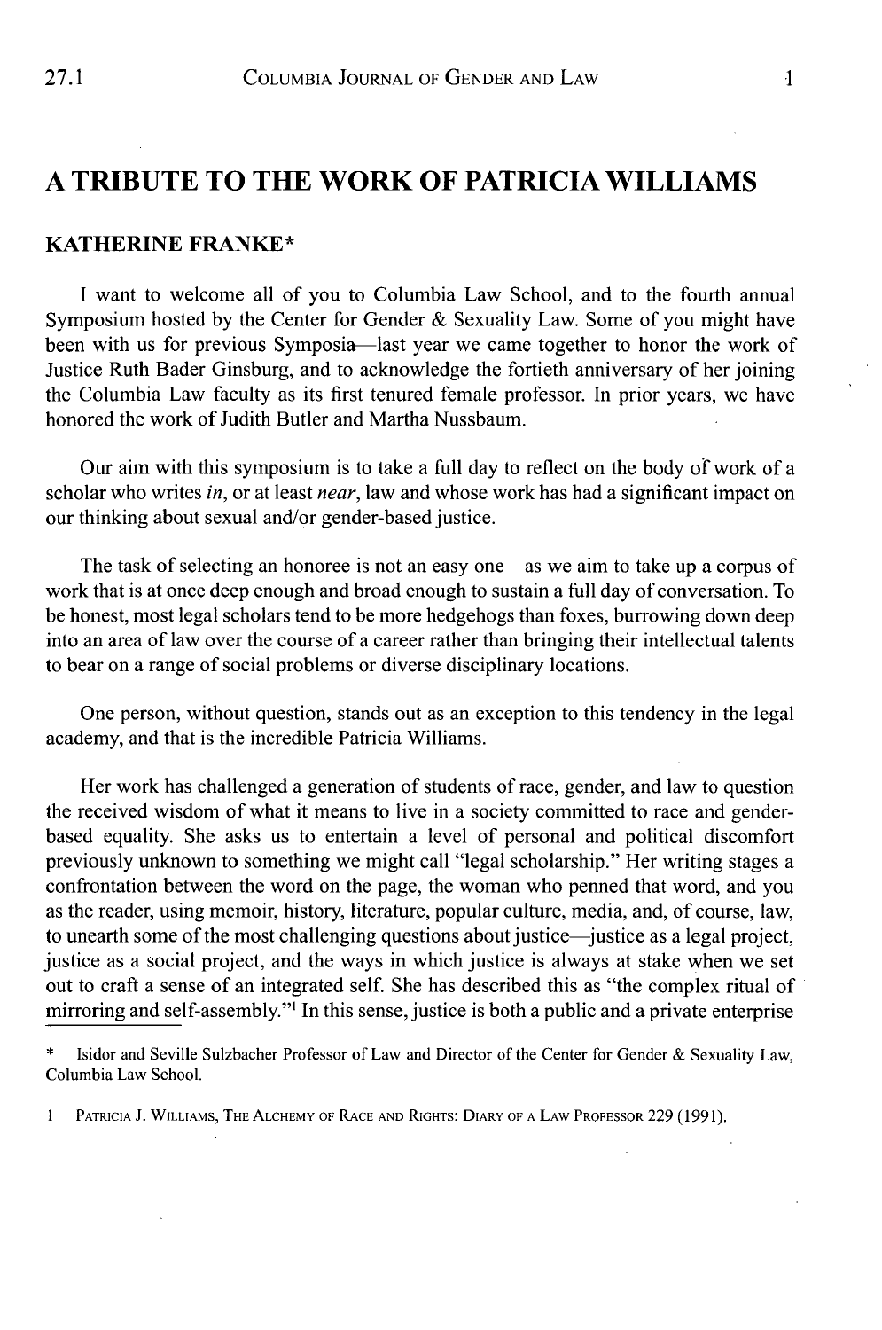# A TRIBUTE TO THE WORK OF PATRICIA WILLIAMS

## KATHERINE FRANKE*

I want to welcome all of you to Columbia Law School, and to the fourth annual Symposium hosted by the Center for Gender & Sexuality Law. Some of you might have been with us for previous Symposia—last year we came together to honor the work of Justice Ruth Bader Ginsburg, and to acknowledge the fortieth anniversary of her joining the Columbia Law faculty as its first tenured female professor. In prior years, we have honored the work of Judith Butler and Martha Nussbaum.

Our aim with this symposium is to take a full day to reflect on the body of work of a scholar who writes *in*, or at least *near*, law and whose work has had a significant impact on our thinking about sexual and/or gender-based justice.

The task of selecting an honoree is not an easy one—as we aim to take up a corpus of work that is at once deep enough and broad enough to sustain a full day of conversation. To be honest, most legal scholars tend to be more hedgehogs than foxes, burrowing down deep into an area of law over the course of a career rather than bringing their intellectual talents to bear on a range of social problems or diverse disciplinary locations.

One person, without question, stands out as an exception to this tendency in the legal academy, and that is the incredible Patricia Williams.

Her work has challenged a generation of students of race, gender, and law to question the received wisdom of what it means to live in a society committed to race and gender-based equality. She asks us to entertain a level of personal and political discomfort previously unknown to something we might call "legal scholarship." Her writing stages a confrontation between the word on the page, the woman who penned that word, and you as the reader, using memoir, history, literature, popular culture, media, and, of course, law, to unearth some of the most challenging questions about justice—justice as a legal project, justice as a social project, and the ways in which justice is always at stake when we set out to craft a sense of an integrated self. She has described this as "the complex ritual of mirroring and self-assembly."[1] In this sense, justice is both a public and a private enterprise

---

\* Isidor and Seville Sulzbacher Professor of Law and Director of the Center for Gender & Sexuality Law, Columbia Law School.

1 PATRICIA J. WILLIAMS, THE ALCHEMY OF RACE AND RIGHTS: DIARY OF A LAW PROFESSOR 229 (1991).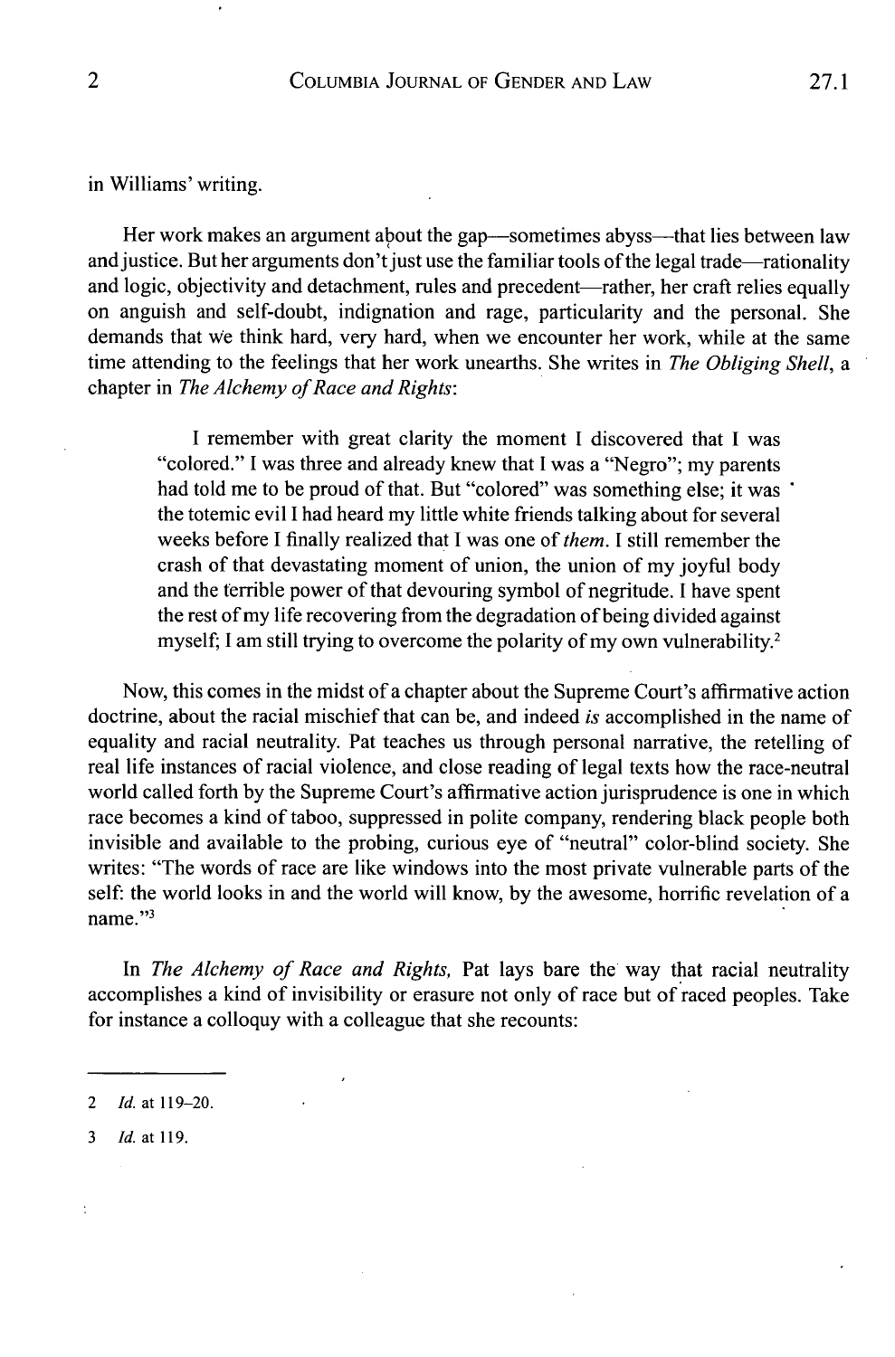in Williams' writing.

Her work makes an argument about the gap—sometimes abyss—that lies between law and justice. But her arguments don't just use the familiar tools of the legal trade—rationality and logic, objectivity and detachment, rules and precedent—rather, her craft relies equally on anguish and self-doubt, indignation and rage, particularity and the personal. She demands that we think hard, very hard, when we encounter her work, while at the same time attending to the feelings that her work unearths. She writes in *The Obliging Shell*, a chapter in *The Alchemy of Race and Rights*:

> I remember with great clarity the moment I discovered that I was "colored." I was three and already knew that I was a "Negro"; my parents had told me to be proud of that. But "colored" was something else; it was the totemic evil I had heard my little white friends talking about for several weeks before I finally realized that I was one of *them*. I still remember the crash of that devastating moment of union, the union of my joyful body and the terrible power of that devouring symbol of negritude. I have spent the rest of my life recovering from the degradation of being divided against myself; I am still trying to overcome the polarity of my own vulnerability.[2]

Now, this comes in the midst of a chapter about the Supreme Court's affirmative action doctrine, about the racial mischief that can be, and indeed *is* accomplished in the name of equality and racial neutrality. Pat teaches us through personal narrative, the retelling of real life instances of racial violence, and close reading of legal texts how the race-neutral world called forth by the Supreme Court's affirmative action jurisprudence is one in which race becomes a kind of taboo, suppressed in polite company, rendering black people both invisible and available to the probing, curious eye of "neutral" color-blind society. She writes: "The words of race are like windows into the most private vulnerable parts of the self: the world looks in and the world will know, by the awesome, horrific revelation of a name."[3]

In *The Alchemy of Race and Rights*, Pat lays bare the way that racial neutrality accomplishes a kind of invisibility or erasure not only of race but of raced peoples. Take for instance a colloquy with a colleague that she recounts:

---

2 *Id.* at 119–20.

3 *Id.* at 119.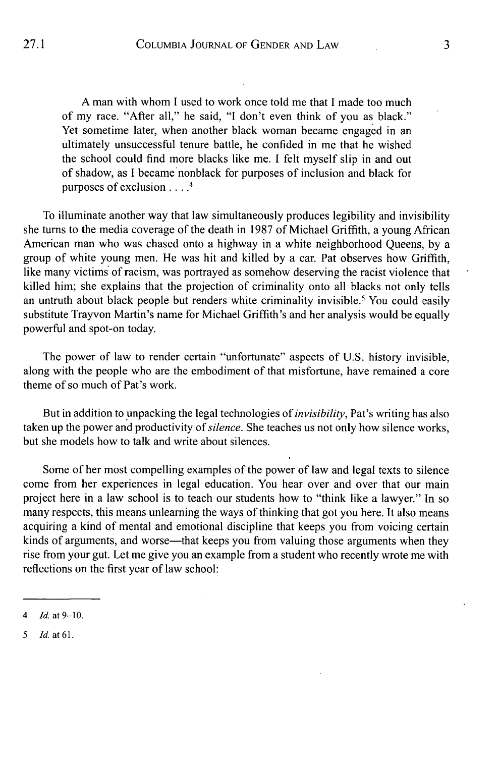> A man with whom I used to work once told me that I made too much of my race. "After all," he said, "I don't even think of you as black." Yet sometime later, when another black woman became engaged in an ultimately unsuccessful tenure battle, he confided in me that he wished the school could find more blacks like me. I felt myself slip in and out of shadow, as I became nonblack for purposes of inclusion and black for purposes of exclusion . . . .[4]

To illuminate another way that law simultaneously produces legibility and invisibility she turns to the media coverage of the death in 1987 of Michael Griffith, a young African American man who was chased onto a highway in a white neighborhood Queens, by a group of white young men. He was hit and killed by a car. Pat observes how Griffith, like many victims of racism, was portrayed as somehow deserving the racist violence that killed him; she explains that the projection of criminality onto all blacks not only tells an untruth about black people but renders white criminality invisible.[5] You could easily substitute Trayvon Martin's name for Michael Griffith's and her analysis would be equally powerful and spot-on today.

The power of law to render certain "unfortunate" aspects of U.S. history invisible, along with the people who are the embodiment of that misfortune, have remained a core theme of so much of Pat's work.

But in addition to unpacking the legal technologies of *invisibility*, Pat's writing has also taken up the power and productivity of *silence*. She teaches us not only how silence works, but she models how to talk and write about silences.

Some of her most compelling examples of the power of law and legal texts to silence come from her experiences in legal education. You hear over and over that our main project here in a law school is to teach our students how to "think like a lawyer." In so many respects, this means unlearning the ways of thinking that got you here. It also means acquiring a kind of mental and emotional discipline that keeps you from voicing certain kinds of arguments, and worse—that keeps you from valuing those arguments when they rise from your gut. Let me give you an example from a student who recently wrote me with reflections on the first year of law school:

---

4 *Id.* at 9–10.

5 *Id.* at 61.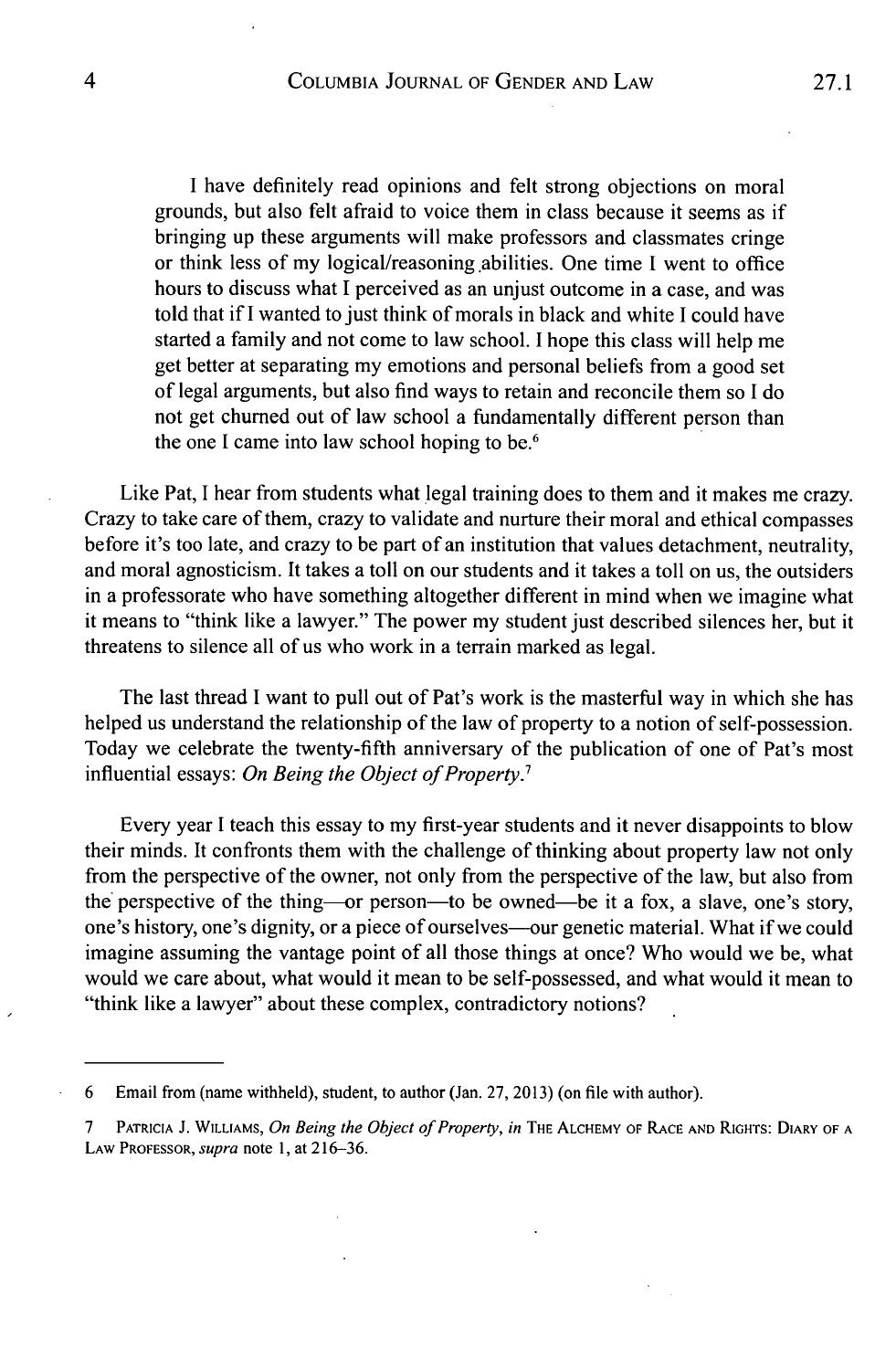> I have definitely read opinions and felt strong objections on moral grounds, but also felt afraid to voice them in class because it seems as if bringing up these arguments will make professors and classmates cringe or think less of my logical/reasoning abilities. One time I went to office hours to discuss what I perceived as an unjust outcome in a case, and was told that if I wanted to just think of morals in black and white I could have started a family and not come to law school. I hope this class will help me get better at separating my emotions and personal beliefs from a good set of legal arguments, but also find ways to retain and reconcile them so I do not get churned out of law school a fundamentally different person than the one I came into law school hoping to be.[6]

Like Pat, I hear from students what legal training does to them and it makes me crazy. Crazy to take care of them, crazy to validate and nurture their moral and ethical compasses before it's too late, and crazy to be part of an institution that values detachment, neutrality, and moral agnosticism. It takes a toll on our students and it takes a toll on us, the outsiders in a professorate who have something altogether different in mind when we imagine what it means to "think like a lawyer." The power my student just described silences her, but it threatens to silence all of us who work in a terrain marked as legal.

The last thread I want to pull out of Pat's work is the masterful way in which she has helped us understand the relationship of the law of property to a notion of self-possession. Today we celebrate the twenty-fifth anniversary of the publication of one of Pat's most influential essays: *On Being the Object of Property*.[7]

Every year I teach this essay to my first-year students and it never disappoints to blow their minds. It confronts them with the challenge of thinking about property law not only from the perspective of the owner, not only from the perspective of the law, but also from the perspective of the thing—or person—to be owned—be it a fox, a slave, one's story, one's history, one's dignity, or a piece of ourselves—our genetic material. What if we could imagine assuming the vantage point of all those things at once? Who would we be, what would we care about, what would it mean to be self-possessed, and what would it mean to "think like a lawyer" about these complex, contradictory notions?

---

6 Email from (name withheld), student, to author (Jan. 27, 2013) (on file with author).

7 Patricia J. Williams, *On Being the Object of Property*, *in* The Alchemy of Race and Rights: Diary of a Law Professor, *supra* note 1, at 216–36.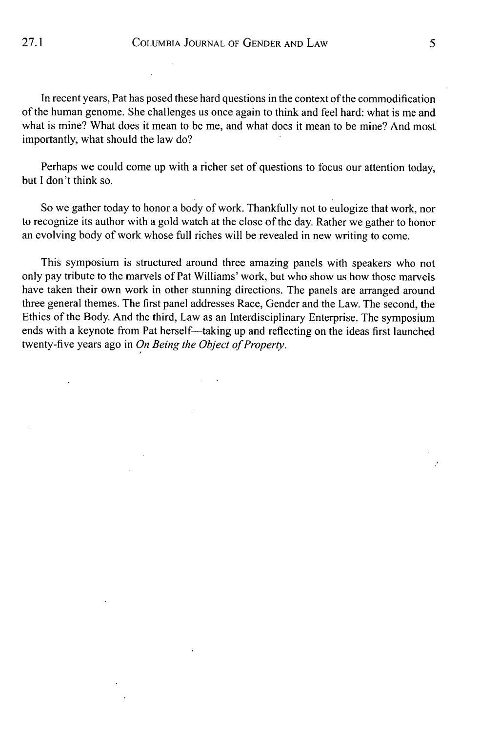In recent years, Pat has posed these hard questions in the context of the commodification of the human genome. She challenges us once again to think and feel hard: what is me and what is mine? What does it mean to be me, and what does it mean to be mine? And most importantly, what should the law do?

Perhaps we could come up with a richer set of questions to focus our attention today, but I don't think so.

So we gather today to honor a body of work. Thankfully not to eulogize that work, nor to recognize its author with a gold watch at the close of the day. Rather we gather to honor an evolving body of work whose full riches will be revealed in new writing to come.

This symposium is structured around three amazing panels with speakers who not only pay tribute to the marvels of Pat Williams' work, but who show us how those marvels have taken their own work in other stunning directions. The panels are arranged around three general themes. The first panel addresses Race, Gender and the Law. The second, the Ethics of the Body. And the third, Law as an Interdisciplinary Enterprise. The symposium ends with a keynote from Pat herself—taking up and reflecting on the ideas first launched twenty-five years ago in *On Being the Object of Property*.